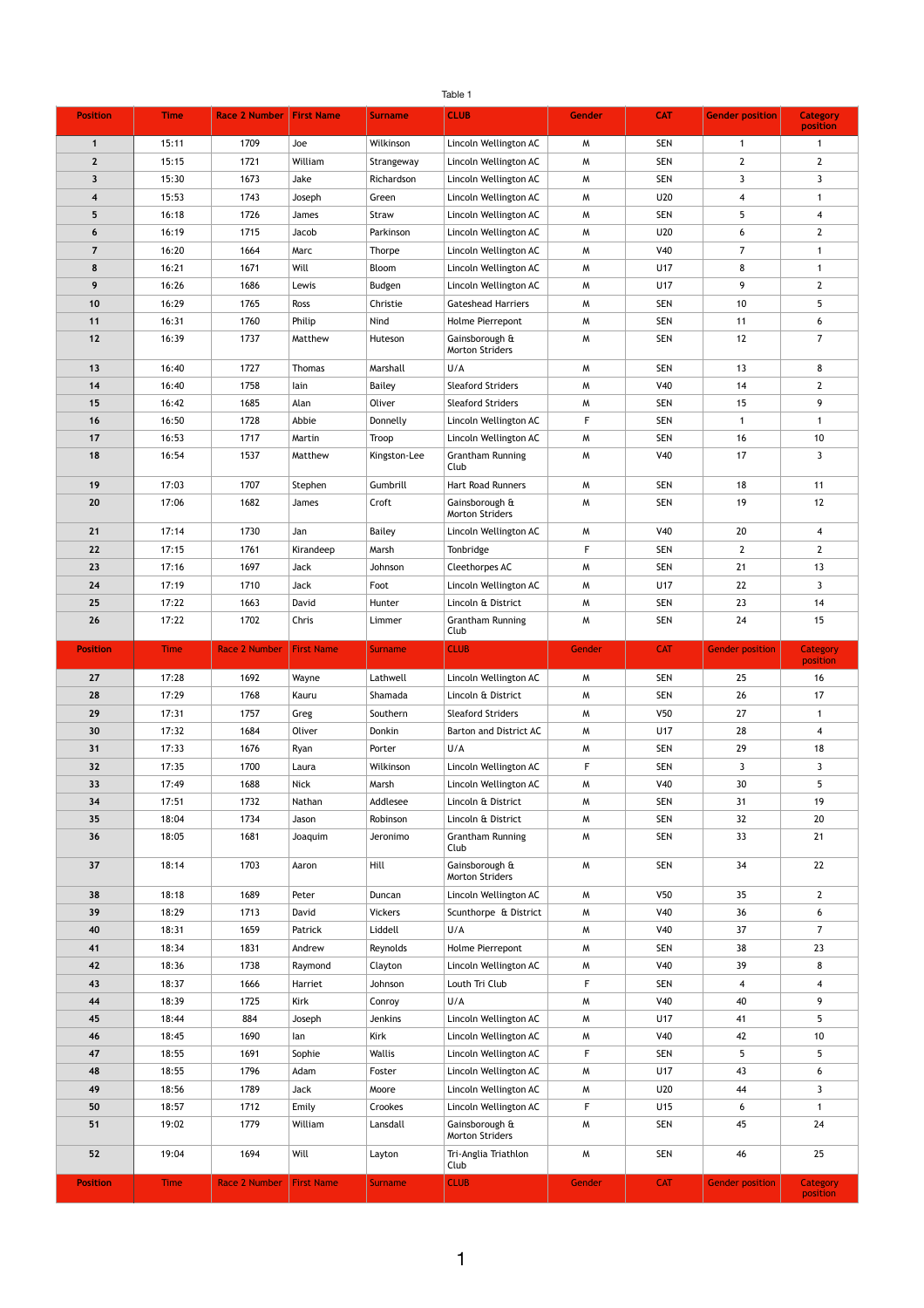Table 1

| Position | Time | Race 2 Number | First Name | Surname | CLUB | Gender | CAT | Gender position | Category position |
|---|---|---|---|---|---|---|---|---|---|
| 1 | 15:11 | 1709 | Joe | Wilkinson | Lincoln Wellington AC | M | SEN | 1 | 1 |
| 2 | 15:15 | 1721 | William | Strangeway | Lincoln Wellington AC | M | SEN | 2 | 2 |
| 3 | 15:30 | 1673 | Jake | Richardson | Lincoln Wellington AC | M | SEN | 3 | 3 |
| 4 | 15:53 | 1743 | Joseph | Green | Lincoln Wellington AC | M | U20 | 4 | 1 |
| 5 | 16:18 | 1726 | James | Straw | Lincoln Wellington AC | M | SEN | 5 | 4 |
| 6 | 16:19 | 1715 | Jacob | Parkinson | Lincoln Wellington AC | M | U20 | 6 | 2 |
| 7 | 16:20 | 1664 | Marc | Thorpe | Lincoln Wellington AC | M | V40 | 7 | 1 |
| 8 | 16:21 | 1671 | Will | Bloom | Lincoln Wellington AC | M | U17 | 8 | 1 |
| 9 | 16:26 | 1686 | Lewis | Budgen | Lincoln Wellington AC | M | U17 | 9 | 2 |
| 10 | 16:29 | 1765 | Ross | Christie | Gateshead Harriers | M | SEN | 10 | 5 |
| 11 | 16:31 | 1760 | Philip | Nind | Holme Pierrepont | M | SEN | 11 | 6 |
| 12 | 16:39 | 1737 | Matthew | Huteson | Gainsborough & Morton Striders | M | SEN | 12 | 7 |
| 13 | 16:40 | 1727 | Thomas | Marshall | U/A | M | SEN | 13 | 8 |
| 14 | 16:40 | 1758 | Iain | Bailey | Sleaford Striders | M | V40 | 14 | 2 |
| 15 | 16:42 | 1685 | Alan | Oliver | Sleaford Striders | M | SEN | 15 | 9 |
| 16 | 16:50 | 1728 | Abbie | Donnelly | Lincoln Wellington AC | F | SEN | 1 | 1 |
| 17 | 16:53 | 1717 | Martin | Troop | Lincoln Wellington AC | M | SEN | 16 | 10 |
| 18 | 16:54 | 1537 | Matthew | Kingston-Lee | Grantham Running Club | M | V40 | 17 | 3 |
| 19 | 17:03 | 1707 | Stephen | Gumbrill | Hart Road Runners | M | SEN | 18 | 11 |
| 20 | 17:06 | 1682 | James | Croft | Gainsborough & Morton Striders | M | SEN | 19 | 12 |
| 21 | 17:14 | 1730 | Jan | Bailey | Lincoln Wellington AC | M | V40 | 20 | 4 |
| 22 | 17:15 | 1761 | Kirandeep | Marsh | Tonbridge | F | SEN | 2 | 2 |
| 23 | 17:16 | 1697 | Jack | Johnson | Cleethorpes AC | M | SEN | 21 | 13 |
| 24 | 17:19 | 1710 | Jack | Foot | Lincoln Wellington AC | M | U17 | 22 | 3 |
| 25 | 17:22 | 1663 | David | Hunter | Lincoln & District | M | SEN | 23 | 14 |
| 26 | 17:22 | 1702 | Chris | Limmer | Grantham Running Club | M | SEN | 24 | 15 |
| Position | Time | Race 2 Number | First Name | Surname | CLUB | Gender | CAT | Gender position | Category position |
| 27 | 17:28 | 1692 | Wayne | Lathwell | Lincoln Wellington AC | M | SEN | 25 | 16 |
| 28 | 17:29 | 1768 | Kauru | Shamada | Lincoln & District | M | SEN | 26 | 17 |
| 29 | 17:31 | 1757 | Greg | Southern | Sleaford Striders | M | V50 | 27 | 1 |
| 30 | 17:32 | 1684 | Oliver | Donkin | Barton and District AC | M | U17 | 28 | 4 |
| 31 | 17:33 | 1676 | Ryan | Porter | U/A | M | SEN | 29 | 18 |
| 32 | 17:35 | 1700 | Laura | Wilkinson | Lincoln Wellington AC | F | SEN | 3 | 3 |
| 33 | 17:49 | 1688 | Nick | Marsh | Lincoln Wellington AC | M | V40 | 30 | 5 |
| 34 | 17:51 | 1732 | Nathan | Addlesee | Lincoln & District | M | SEN | 31 | 19 |
| 35 | 18:04 | 1734 | Jason | Robinson | Lincoln & District | M | SEN | 32 | 20 |
| 36 | 18:05 | 1681 | Joaquim | Jeronimo | Grantham Running Club | M | SEN | 33 | 21 |
| 37 | 18:14 | 1703 | Aaron | Hill | Gainsborough & Morton Striders | M | SEN | 34 | 22 |
| 38 | 18:18 | 1689 | Peter | Duncan | Lincoln Wellington AC | M | V50 | 35 | 2 |
| 39 | 18:29 | 1713 | David | Vickers | Scunthorpe & District | M | V40 | 36 | 6 |
| 40 | 18:31 | 1659 | Patrick | Liddell | U/A | M | V40 | 37 | 7 |
| 41 | 18:34 | 1831 | Andrew | Reynolds | Holme Pierrepont | M | SEN | 38 | 23 |
| 42 | 18:36 | 1738 | Raymond | Clayton | Lincoln Wellington AC | M | V40 | 39 | 8 |
| 43 | 18:37 | 1666 | Harriet | Johnson | Louth Tri Club | F | SEN | 4 | 4 |
| 44 | 18:39 | 1725 | Kirk | Conroy | U/A | M | V40 | 40 | 9 |
| 45 | 18:44 | 884 | Joseph | Jenkins | Lincoln Wellington AC | M | U17 | 41 | 5 |
| 46 | 18:45 | 1690 | Ian | Kirk | Lincoln Wellington AC | M | V40 | 42 | 10 |
| 47 | 18:55 | 1691 | Sophie | Wallis | Lincoln Wellington AC | F | SEN | 5 | 5 |
| 48 | 18:55 | 1796 | Adam | Foster | Lincoln Wellington AC | M | U17 | 43 | 6 |
| 49 | 18:56 | 1789 | Jack | Moore | Lincoln Wellington AC | M | U20 | 44 | 3 |
| 50 | 18:57 | 1712 | Emily | Crookes | Lincoln Wellington AC | F | U15 | 6 | 1 |
| 51 | 19:02 | 1779 | William | Lansdall | Gainsborough & Morton Striders | M | SEN | 45 | 24 |
| 52 | 19:04 | 1694 | Will | Layton | Tri-Anglia Triathlon Club | M | SEN | 46 | 25 |
| Position | Time | Race 2 Number | First Name | Surname | CLUB | Gender | CAT | Gender position | Category position |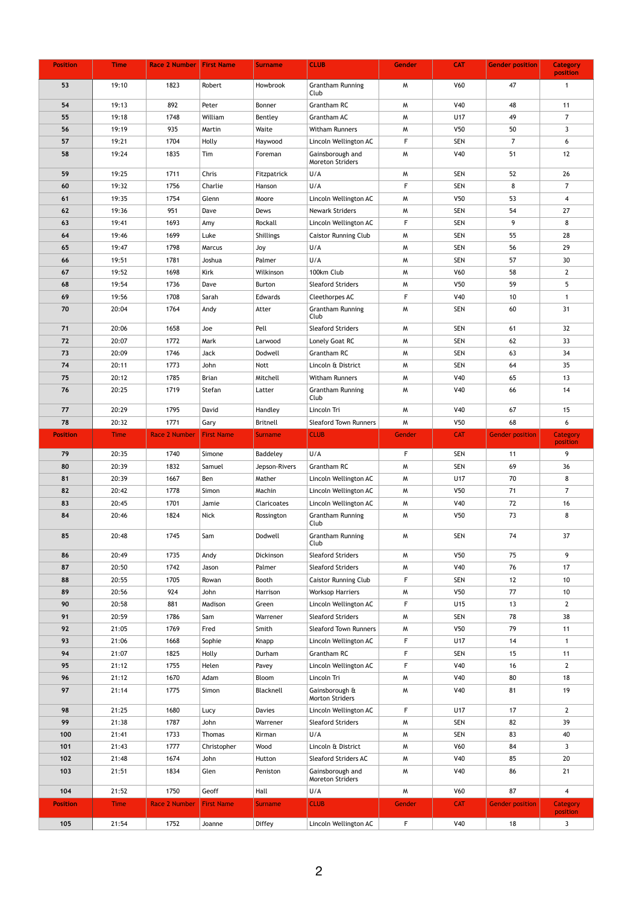| Position | Time | Race 2 Number | First Name | Surname | CLUB | Gender | CAT | Gender position | Category position |
|---|---|---|---|---|---|---|---|---|---|
| 53 | 19:10 | 1823 | Robert | Howbrook | Grantham Running Club | M | V60 | 47 | 1 |
| 54 | 19:13 | 892 | Peter | Bonner | Grantham RC | M | V40 | 48 | 11 |
| 55 | 19:18 | 1748 | William | Bentley | Grantham AC | M | U17 | 49 | 7 |
| 56 | 19:19 | 935 | Martin | Waite | Witham Runners | M | V50 | 50 | 3 |
| 57 | 19:21 | 1704 | Holly | Haywood | Lincoln Wellington AC | F | SEN | 7 | 6 |
| 58 | 19:24 | 1835 | Tim | Foreman | Gainsborough and Moreton Striders | M | V40 | 51 | 12 |
| 59 | 19:25 | 1711 | Chris | Fitzpatrick | U/A | M | SEN | 52 | 26 |
| 60 | 19:32 | 1756 | Charlie | Hanson | U/A | F | SEN | 8 | 7 |
| 61 | 19:35 | 1754 | Glenn | Moore | Lincoln Wellington AC | M | V50 | 53 | 4 |
| 62 | 19:36 | 951 | Dave | Dews | Newark Striders | M | SEN | 54 | 27 |
| 63 | 19:41 | 1693 | Amy | Rockall | Lincoln Wellington AC | F | SEN | 9 | 8 |
| 64 | 19:46 | 1699 | Luke | Shillings | Caistor Running Club | M | SEN | 55 | 28 |
| 65 | 19:47 | 1798 | Marcus | Joy | U/A | M | SEN | 56 | 29 |
| 66 | 19:51 | 1781 | Joshua | Palmer | U/A | M | SEN | 57 | 30 |
| 67 | 19:52 | 1698 | Kirk | Wilkinson | 100km Club | M | V60 | 58 | 2 |
| 68 | 19:54 | 1736 | Dave | Burton | Sleaford Striders | M | V50 | 59 | 5 |
| 69 | 19:56 | 1708 | Sarah | Edwards | Cleethorpes AC | F | V40 | 10 | 1 |
| 70 | 20:04 | 1764 | Andy | Atter | Grantham Running Club | M | SEN | 60 | 31 |
| 71 | 20:06 | 1658 | Joe | Pell | Sleaford Striders | M | SEN | 61 | 32 |
| 72 | 20:07 | 1772 | Mark | Larwood | Lonely Goat RC | M | SEN | 62 | 33 |
| 73 | 20:09 | 1746 | Jack | Dodwell | Grantham RC | M | SEN | 63 | 34 |
| 74 | 20:11 | 1773 | John | Nott | Lincoln & District | M | SEN | 64 | 35 |
| 75 | 20:12 | 1785 | Brian | Mitchell | Witham Runners | M | V40 | 65 | 13 |
| 76 | 20:25 | 1719 | Stefan | Latter | Grantham Running Club | M | V40 | 66 | 14 |
| 77 | 20:29 | 1795 | David | Handley | Lincoln Tri | M | V40 | 67 | 15 |
| 78 | 20:32 | 1771 | Gary | Britnell | Sleaford Town Runners | M | V50 | 68 | 6 |
| Position | Time | Race 2 Number | First Name | Surname | CLUB | Gender | CAT | Gender position | Category position |
| 79 | 20:35 | 1740 | Simone | Baddeley | U/A | F | SEN | 11 | 9 |
| 80 | 20:39 | 1832 | Samuel | Jepson-Rivers | Grantham RC | M | SEN | 69 | 36 |
| 81 | 20:39 | 1667 | Ben | Mather | Lincoln Wellington AC | M | U17 | 70 | 8 |
| 82 | 20:42 | 1778 | Simon | Machin | Lincoln Wellington AC | M | V50 | 71 | 7 |
| 83 | 20:45 | 1701 | Jamie | Claricoates | Lincoln Wellington AC | M | V40 | 72 | 16 |
| 84 | 20:46 | 1824 | Nick | Rossington | Grantham Running Club | M | V50 | 73 | 8 |
| 85 | 20:48 | 1745 | Sam | Dodwell | Grantham Running Club | M | SEN | 74 | 37 |
| 86 | 20:49 | 1735 | Andy | Dickinson | Sleaford Striders | M | V50 | 75 | 9 |
| 87 | 20:50 | 1742 | Jason | Palmer | Sleaford Striders | M | V40 | 76 | 17 |
| 88 | 20:55 | 1705 | Rowan | Booth | Caistor Running Club | F | SEN | 12 | 10 |
| 89 | 20:56 | 924 | John | Harrison | Worksop Harriers | M | V50 | 77 | 10 |
| 90 | 20:58 | 881 | Madison | Green | Lincoln Wellington AC | F | U15 | 13 | 2 |
| 91 | 20:59 | 1786 | Sam | Warrener | Sleaford Striders | M | SEN | 78 | 38 |
| 92 | 21:05 | 1769 | Fred | Smith | Sleaford Town Runners | M | V50 | 79 | 11 |
| 93 | 21:06 | 1668 | Sophie | Knapp | Lincoln Wellington AC | F | U17 | 14 | 1 |
| 94 | 21:07 | 1825 | Holly | Durham | Grantham RC | F | SEN | 15 | 11 |
| 95 | 21:12 | 1755 | Helen | Pavey | Lincoln Wellington AC | F | V40 | 16 | 2 |
| 96 | 21:12 | 1670 | Adam | Bloom | Lincoln Tri | M | V40 | 80 | 18 |
| 97 | 21:14 | 1775 | Simon | Blacknell | Gainsborough & Morton Striders | M | V40 | 81 | 19 |
| 98 | 21:25 | 1680 | Lucy | Davies | Lincoln Wellington AC | F | U17 | 17 | 2 |
| 99 | 21:38 | 1787 | John | Warrener | Sleaford Striders | M | SEN | 82 | 39 |
| 100 | 21:41 | 1733 | Thomas | Kirman | U/A | M | SEN | 83 | 40 |
| 101 | 21:43 | 1777 | Christopher | Wood | Lincoln & District | M | V60 | 84 | 3 |
| 102 | 21:48 | 1674 | John | Hutton | Sleaford Striders AC | M | V40 | 85 | 20 |
| 103 | 21:51 | 1834 | Glen | Peniston | Gainsborough and Moreton Striders | M | V40 | 86 | 21 |
| 104 | 21:52 | 1750 | Geoff | Hall | U/A | M | V60 | 87 | 4 |
| Position | Time | Race 2 Number | First Name | Surname | CLUB | Gender | CAT | Gender position | Category position |
| 105 | 21:54 | 1752 | Joanne | Diffey | Lincoln Wellington AC | F | V40 | 18 | 3 |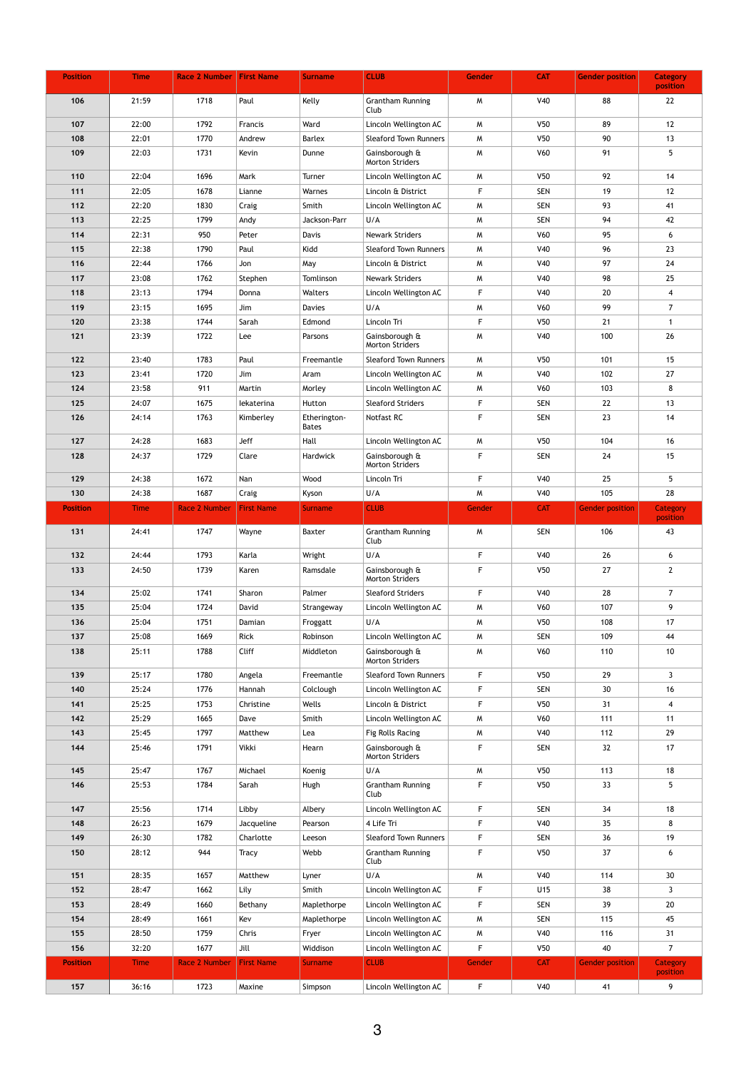| Position | Time | Race 2 Number | First Name | Surname | CLUB | Gender | CAT | Gender position | Category position |
|---|---|---|---|---|---|---|---|---|---|
| 106 | 21:59 | 1718 | Paul | Kelly | Grantham Running Club | M | V40 | 88 | 22 |
| 107 | 22:00 | 1792 | Francis | Ward | Lincoln Wellington AC | M | V50 | 89 | 12 |
| 108 | 22:01 | 1770 | Andrew | Barlex | Sleaford Town Runners | M | V50 | 90 | 13 |
| 109 | 22:03 | 1731 | Kevin | Dunne | Gainsborough & Morton Striders | M | V60 | 91 | 5 |
| 110 | 22:04 | 1696 | Mark | Turner | Lincoln Wellington AC | M | V50 | 92 | 14 |
| 111 | 22:05 | 1678 | Lianne | Warnes | Lincoln & District | F | SEN | 19 | 12 |
| 112 | 22:20 | 1830 | Craig | Smith | Lincoln Wellington AC | M | SEN | 93 | 41 |
| 113 | 22:25 | 1799 | Andy | Jackson-Parr | U/A | M | SEN | 94 | 42 |
| 114 | 22:31 | 950 | Peter | Davis | Newark Striders | M | V60 | 95 | 6 |
| 115 | 22:38 | 1790 | Paul | Kidd | Sleaford Town Runners | M | V40 | 96 | 23 |
| 116 | 22:44 | 1766 | Jon | May | Lincoln & District | M | V40 | 97 | 24 |
| 117 | 23:08 | 1762 | Stephen | Tomlinson | Newark Striders | M | V40 | 98 | 25 |
| 118 | 23:13 | 1794 | Donna | Walters | Lincoln Wellington AC | F | V40 | 20 | 4 |
| 119 | 23:15 | 1695 | Jim | Davies | U/A | M | V60 | 99 | 7 |
| 120 | 23:38 | 1744 | Sarah | Edmond | Lincoln Tri | F | V50 | 21 | 1 |
| 121 | 23:39 | 1722 | Lee | Parsons | Gainsborough & Morton Striders | M | V40 | 100 | 26 |
| 122 | 23:40 | 1783 | Paul | Freemantle | Sleaford Town Runners | M | V50 | 101 | 15 |
| 123 | 23:41 | 1720 | Jim | Aram | Lincoln Wellington AC | M | V40 | 102 | 27 |
| 124 | 23:58 | 911 | Martin | Morley | Lincoln Wellington AC | M | V60 | 103 | 8 |
| 125 | 24:07 | 1675 | Iekaterina | Hutton | Sleaford Striders | F | SEN | 22 | 13 |
| 126 | 24:14 | 1763 | Kimberley | Etherington-Bates | Notfast RC | F | SEN | 23 | 14 |
| 127 | 24:28 | 1683 | Jeff | Hall | Lincoln Wellington AC | M | V50 | 104 | 16 |
| 128 | 24:37 | 1729 | Clare | Hardwick | Gainsborough & Morton Striders | F | SEN | 24 | 15 |
| 129 | 24:38 | 1672 | Nan | Wood | Lincoln Tri | F | V40 | 25 | 5 |
| 130 | 24:38 | 1687 | Craig | Kyson | U/A | M | V40 | 105 | 28 |
| 131 | 24:41 | 1747 | Wayne | Baxter | Grantham Running Club | M | SEN | 106 | 43 |
| 132 | 24:44 | 1793 | Karla | Wright | U/A | F | V40 | 26 | 6 |
| 133 | 24:50 | 1739 | Karen | Ramsdale | Gainsborough & Morton Striders | F | V50 | 27 | 2 |
| 134 | 25:02 | 1741 | Sharon | Palmer | Sleaford Striders | F | V40 | 28 | 7 |
| 135 | 25:04 | 1724 | David | Strangeway | Lincoln Wellington AC | M | V60 | 107 | 9 |
| 136 | 25:04 | 1751 | Damian | Froggatt | U/A | M | V50 | 108 | 17 |
| 137 | 25:08 | 1669 | Rick | Robinson | Lincoln Wellington AC | M | SEN | 109 | 44 |
| 138 | 25:11 | 1788 | Cliff | Middleton | Gainsborough & Morton Striders | M | V60 | 110 | 10 |
| 139 | 25:17 | 1780 | Angela | Freemantle | Sleaford Town Runners | F | V50 | 29 | 3 |
| 140 | 25:24 | 1776 | Hannah | Colclough | Lincoln Wellington AC | F | SEN | 30 | 16 |
| 141 | 25:25 | 1753 | Christine | Wells | Lincoln & District | F | V50 | 31 | 4 |
| 142 | 25:29 | 1665 | Dave | Smith | Lincoln Wellington AC | M | V60 | 111 | 11 |
| 143 | 25:45 | 1797 | Matthew | Lea | Fig Rolls Racing | M | V40 | 112 | 29 |
| 144 | 25:46 | 1791 | Vikki | Hearn | Gainsborough & Morton Striders | F | SEN | 32 | 17 |
| 145 | 25:47 | 1767 | Michael | Koenig | U/A | M | V50 | 113 | 18 |
| 146 | 25:53 | 1784 | Sarah | Hugh | Grantham Running Club | F | V50 | 33 | 5 |
| 147 | 25:56 | 1714 | Libby | Albery | Lincoln Wellington AC | F | SEN | 34 | 18 |
| 148 | 26:23 | 1679 | Jacqueline | Pearson | 4 Life Tri | F | V40 | 35 | 8 |
| 149 | 26:30 | 1782 | Charlotte | Leeson | Sleaford Town Runners | F | SEN | 36 | 19 |
| 150 | 28:12 | 944 | Tracy | Webb | Grantham Running Club | F | V50 | 37 | 6 |
| 151 | 28:35 | 1657 | Matthew | Lyner | U/A | M | V40 | 114 | 30 |
| 152 | 28:47 | 1662 | Lily | Smith | Lincoln Wellington AC | F | U15 | 38 | 3 |
| 153 | 28:49 | 1660 | Bethany | Maplethorpe | Lincoln Wellington AC | F | SEN | 39 | 20 |
| 154 | 28:49 | 1661 | Kev | Maplethorpe | Lincoln Wellington AC | M | SEN | 115 | 45 |
| 155 | 28:50 | 1759 | Chris | Fryer | Lincoln Wellington AC | M | V40 | 116 | 31 |
| 156 | 32:20 | 1677 | Jill | Widdison | Lincoln Wellington AC | F | V50 | 40 | 7 |
| 157 | 36:16 | 1723 | Maxine | Simpson | Lincoln Wellington AC | F | V40 | 41 | 9 |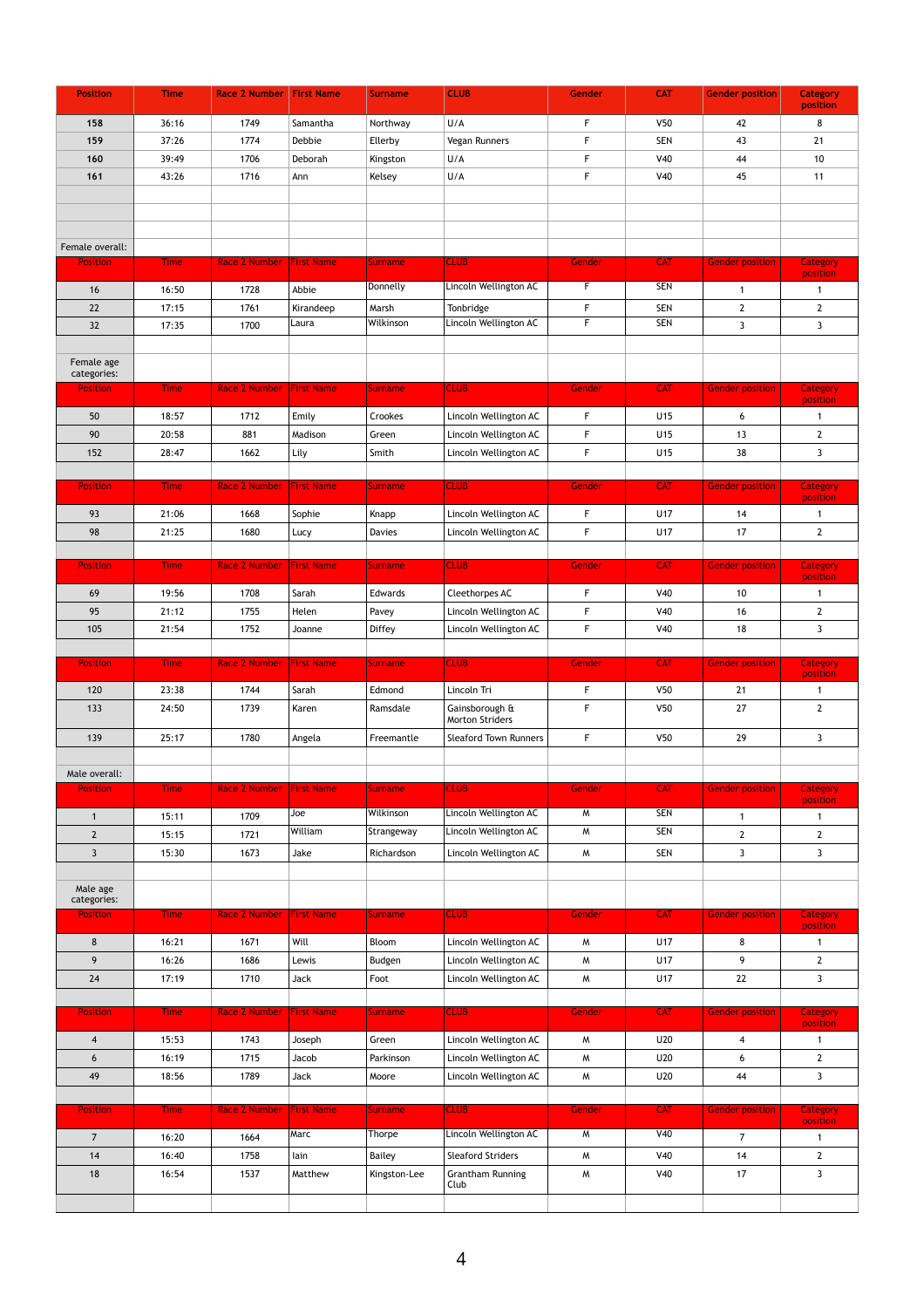| Position | Time | Race 2 Number | First Name | Surname | CLUB | Gender | CAT | Gender position | Category position |
|---|---|---|---|---|---|---|---|---|---|
| 158 | 36:16 | 1749 | Samantha | Northway | U/A | F | V50 | 42 | 8 |
| 159 | 37:26 | 1774 | Debbie | Ellerby | Vegan Runners | F | SEN | 43 | 21 |
| 160 | 39:49 | 1706 | Deborah | Kingston | U/A | F | V40 | 44 | 10 |
| 161 | 43:26 | 1716 | Ann | Kelsey | U/A | F | V40 | 45 | 11 |

Female overall:

| Position | Time | Race 2 Number | First Name | Surname | CLUB | Gender | CAT | Gender position | Category position |
|---|---|---|---|---|---|---|---|---|---|
| 16 | 16:50 | 1728 | Abbie | Donnelly | Lincoln Wellington AC | F | SEN | 1 | 1 |
| 22 | 17:15 | 1761 | Kirandeep | Marsh | Tonbridge | F | SEN | 2 | 2 |
| 32 | 17:35 | 1700 | Laura | Wilkinson | Lincoln Wellington AC | F | SEN | 3 | 3 |

Female age categories:

| Position | Time | Race 2 Number | First Name | Surname | CLUB | Gender | CAT | Gender position | Category position |
|---|---|---|---|---|---|---|---|---|---|
| 50 | 18:57 | 1712 | Emily | Crookes | Lincoln Wellington AC | F | U15 | 6 | 1 |
| 90 | 20:58 | 881 | Madison | Green | Lincoln Wellington AC | F | U15 | 13 | 2 |
| 152 | 28:47 | 1662 | Lily | Smith | Lincoln Wellington AC | F | U15 | 38 | 3 |

| Position | Time | Race 2 Number | First Name | Surname | CLUB | Gender | CAT | Gender position | Category position |
|---|---|---|---|---|---|---|---|---|---|
| 93 | 21:06 | 1668 | Sophie | Knapp | Lincoln Wellington AC | F | U17 | 14 | 1 |
| 98 | 21:25 | 1680 | Lucy | Davies | Lincoln Wellington AC | F | U17 | 17 | 2 |

| Position | Time | Race 2 Number | First Name | Surname | CLUB | Gender | CAT | Gender position | Category position |
|---|---|---|---|---|---|---|---|---|---|
| 69 | 19:56 | 1708 | Sarah | Edwards | Cleethorpes AC | F | V40 | 10 | 1 |
| 95 | 21:12 | 1755 | Helen | Pavey | Lincoln Wellington AC | F | V40 | 16 | 2 |
| 105 | 21:54 | 1752 | Joanne | Diffey | Lincoln Wellington AC | F | V40 | 18 | 3 |

| Position | Time | Race 2 Number | First Name | Surname | CLUB | Gender | CAT | Gender position | Category position |
|---|---|---|---|---|---|---|---|---|---|
| 120 | 23:38 | 1744 | Sarah | Edmond | Lincoln Tri | F | V50 | 21 | 1 |
| 133 | 24:50 | 1739 | Karen | Ramsdale | Gainsborough & Morton Striders | F | V50 | 27 | 2 |
| 139 | 25:17 | 1780 | Angela | Freemantle | Sleaford Town Runners | F | V50 | 29 | 3 |

Male overall:

| Position | Time | Race 2 Number | First Name | Surname | CLUB | Gender | CAT | Gender position | Category position |
|---|---|---|---|---|---|---|---|---|---|
| 1 | 15:11 | 1709 | Joe | Wilkinson | Lincoln Wellington AC | M | SEN | 1 | 1 |
| 2 | 15:15 | 1721 | William | Strangeway | Lincoln Wellington AC | M | SEN | 2 | 2 |
| 3 | 15:30 | 1673 | Jake | Richardson | Lincoln Wellington AC | M | SEN | 3 | 3 |

Male age categories:

| Position | Time | Race 2 Number | First Name | Surname | CLUB | Gender | CAT | Gender position | Category position |
|---|---|---|---|---|---|---|---|---|---|
| 8 | 16:21 | 1671 | Will | Bloom | Lincoln Wellington AC | M | U17 | 8 | 1 |
| 9 | 16:26 | 1686 | Lewis | Budgen | Lincoln Wellington AC | M | U17 | 9 | 2 |
| 24 | 17:19 | 1710 | Jack | Foot | Lincoln Wellington AC | M | U17 | 22 | 3 |

| Position | Time | Race 2 Number | First Name | Surname | CLUB | Gender | CAT | Gender position | Category position |
|---|---|---|---|---|---|---|---|---|---|
| 4 | 15:53 | 1743 | Joseph | Green | Lincoln Wellington AC | M | U20 | 4 | 1 |
| 6 | 16:19 | 1715 | Jacob | Parkinson | Lincoln Wellington AC | M | U20 | 6 | 2 |
| 49 | 18:56 | 1789 | Jack | Moore | Lincoln Wellington AC | M | U20 | 44 | 3 |

| Position | Time | Race 2 Number | First Name | Surname | CLUB | Gender | CAT | Gender position | Category position |
|---|---|---|---|---|---|---|---|---|---|
| 7 | 16:20 | 1664 | Marc | Thorpe | Lincoln Wellington AC | M | V40 | 7 | 1 |
| 14 | 16:40 | 1758 | Iain | Bailey | Sleaford Striders | M | V40 | 14 | 2 |
| 18 | 16:54 | 1537 | Matthew | Kingston-Lee | Grantham Running Club | M | V40 | 17 | 3 |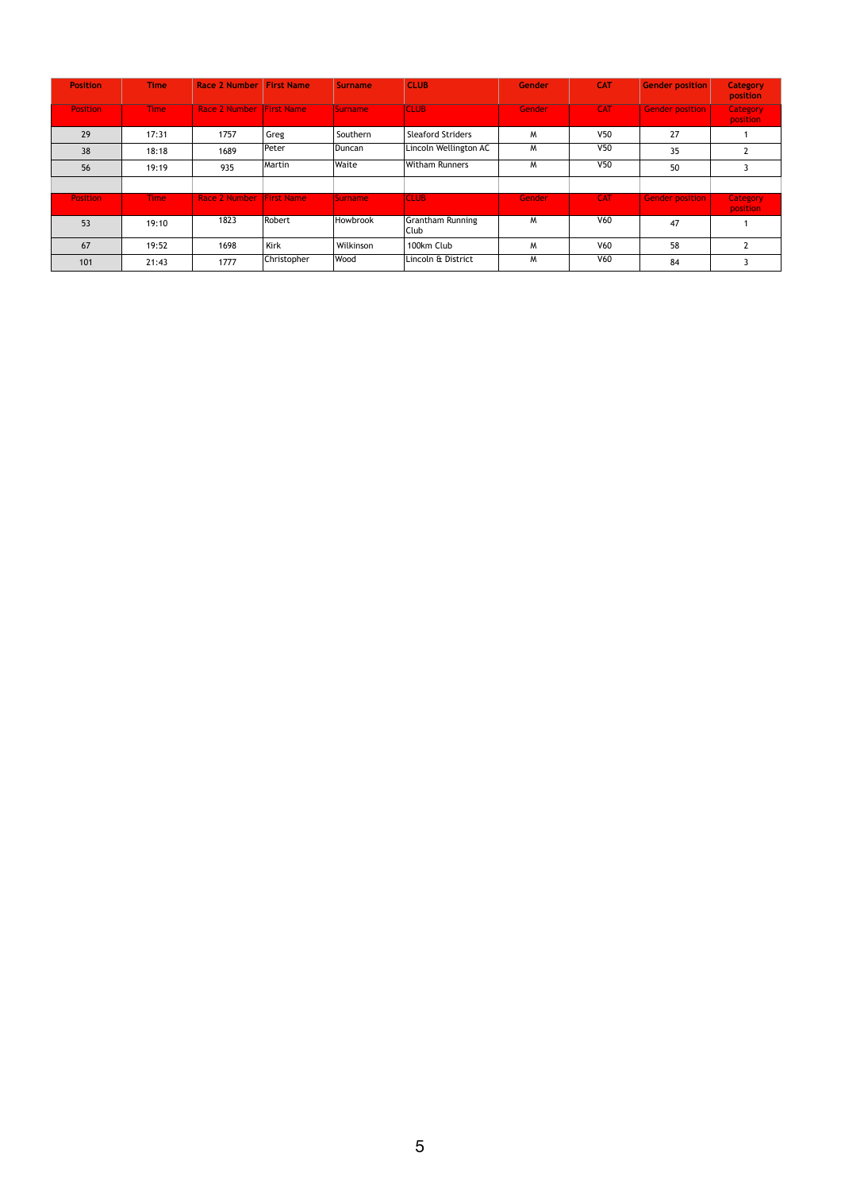| Position | Time | Race 2 Number | First Name | Surname | CLUB | Gender | CAT | Gender position | Category position |
|---|---|---|---|---|---|---|---|---|---|
| Position | Time | Race 2 Number | First Name | Surname | CLUB | Gender | CAT | Gender position | Category position |
| 29 | 17:31 | 1757 | Greg | Southern | Sleaford Striders | M | V50 | 27 | 1 |
| 38 | 18:18 | 1689 | Peter | Duncan | Lincoln Wellington AC | M | V50 | 35 | 2 |
| 56 | 19:19 | 935 | Martin | Waite | Witham Runners | M | V50 | 50 | 3 |
| | | | | | | | | | |
| Position | Time | Race 2 Number | First Name | Surname | CLUB | Gender | CAT | Gender position | Category position |
| 53 | 19:10 | 1823 | Robert | Howbrook | Grantham Running Club | M | V60 | 47 | 1 |
| 67 | 19:52 | 1698 | Kirk | Wilkinson | 100km Club | M | V60 | 58 | 2 |
| 101 | 21:43 | 1777 | Christopher | Wood | Lincoln & District | M | V60 | 84 | 3 |